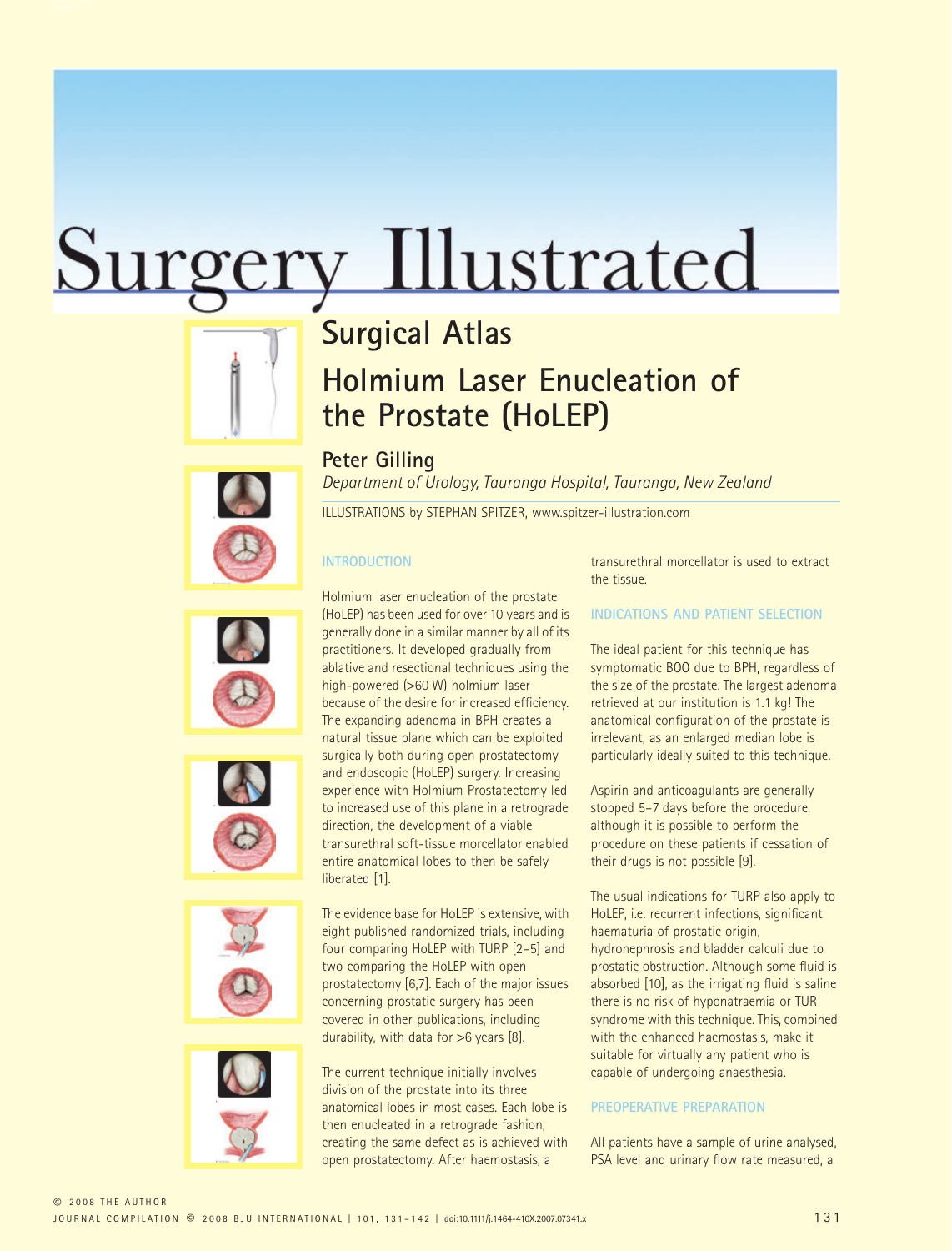# Surgery Illustrated

## Surgical Atlas

# Holmium Laser Enucleation of the Prostate (HoLEP)

**Peter Gilling**

*Department of Urology, Tauranga Hospital, Tauranga, New Zealand*

ILLUSTRATIONS by STEPHAN SPITZER, www.spitzer-illustration.com

### INTRODUCTION

Holmium laser enucleation of the prostate (HoLEP) has been used for over 10 years and is generally done in a similar manner by all of its practitioners. It developed gradually from ablative and resectional techniques using the high-powered (>60 W) holmium laser because of the desire for increased efficiency. The expanding adenoma in BPH creates a natural tissue plane which can be exploited surgically both during open prostatectomy and endoscopic (HoLEP) surgery. Increasing experience with Holmium Prostatectomy led to increased use of this plane in a retrograde direction, the development of a viable transurethral soft-tissue morcellator enabled entire anatomical lobes to then be safely liberated [1].

The evidence base for HoLEP is extensive, with eight published randomized trials, including four comparing HoLEP with TURP [2–5] and two comparing the HoLEP with open prostatectomy [6,7]. Each of the major issues concerning prostatic surgery has been covered in other publications, including durability, with data for >6 years [8].

The current technique initially involves division of the prostate into its three anatomical lobes in most cases. Each lobe is then enucleated in a retrograde fashion, creating the same defect as is achieved with open prostatectomy. After haemostasis, a transurethral morcellator is used to extract the tissue.

### INDICATIONS AND PATIENT SELECTION

The ideal patient for this technique has symptomatic BOO due to BPH, regardless of the size of the prostate. The largest adenoma retrieved at our institution is 1.1 kg! The anatomical configuration of the prostate is irrelevant, as an enlarged median lobe is particularly ideally suited to this technique.

Aspirin and anticoagulants are generally stopped 5–7 days before the procedure, although it is possible to perform the procedure on these patients if cessation of their drugs is not possible [9].

The usual indications for TURP also apply to HoLEP, i.e. recurrent infections, significant haematuria of prostatic origin, hydronephrosis and bladder calculi due to prostatic obstruction. Although some fluid is absorbed [10], as the irrigating fluid is saline there is no risk of hyponatraemia or TUR syndrome with this technique. This, combined with the enhanced haemostasis, make it suitable for virtually any patient who is capable of undergoing anaesthesia.

### PREOPERATIVE PREPARATION

All patients have a sample of urine analysed, PSA level and urinary flow rate measured, a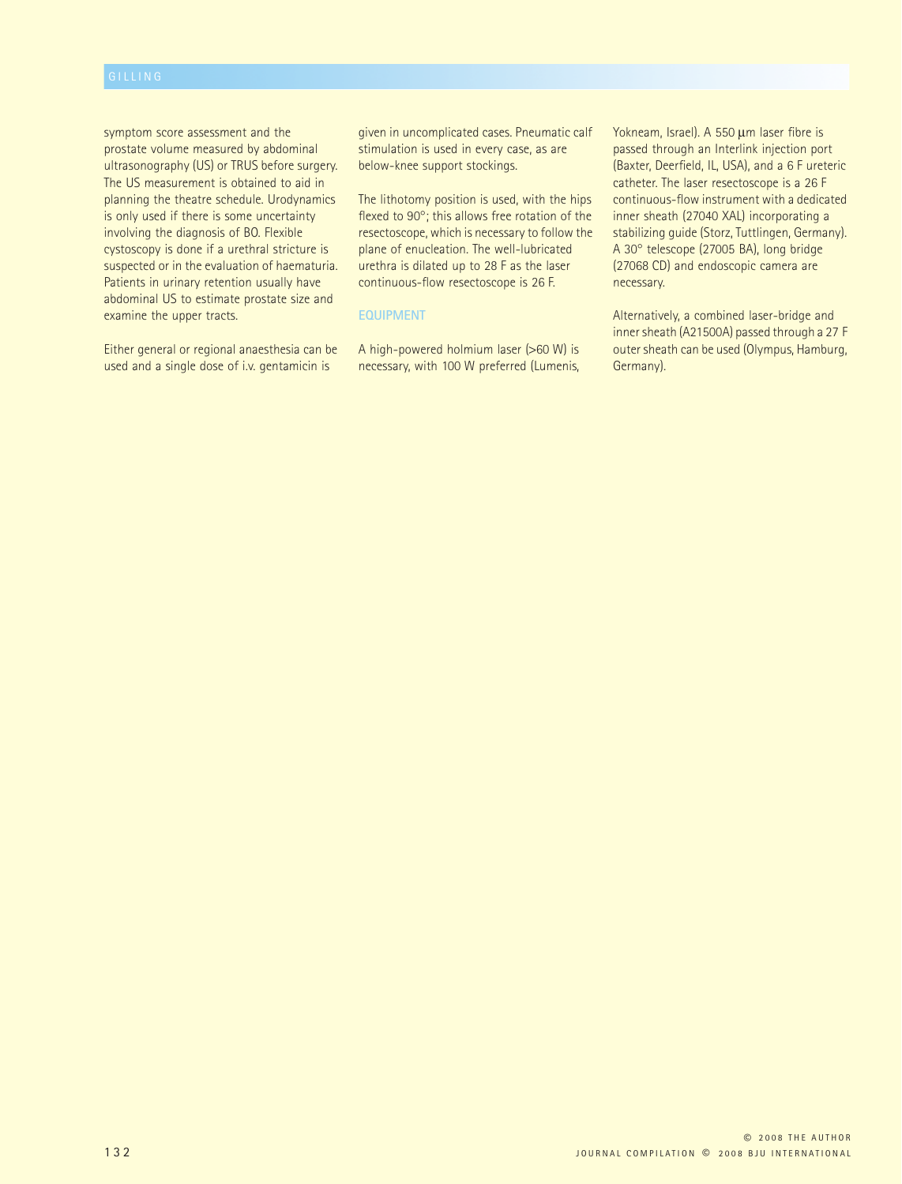symptom score assessment and the prostate volume measured by abdominal ultrasonography (US) or TRUS before surgery. The US measurement is obtained to aid in planning the theatre schedule. Urodynamics is only used if there is some uncertainty involving the diagnosis of BO. Flexible cystoscopy is done if a urethral stricture is suspected or in the evaluation of haematuria. Patients in urinary retention usually have abdominal US to estimate prostate size and examine the upper tracts.

Either general or regional anaesthesia can be used and a single dose of i.v. gentamicin is given in uncomplicated cases. Pneumatic calf stimulation is used in every case, as are below-knee support stockings.

The lithotomy position is used, with the hips flexed to 90°; this allows free rotation of the resectoscope, which is necessary to follow the plane of enucleation. The well-lubricated urethra is dilated up to 28 F as the laser continuous-flow resectoscope is 26 F.

## EQUIPMENT

A high-powered holmium laser (>60 W) is necessary, with 100 W preferred (Lumenis, Yokneam, Israel). A 550 μm laser fibre is passed through an Interlink injection port (Baxter, Deerfield, IL, USA), and a 6 F ureteric catheter. The laser resectoscope is a 26 F continuous-flow instrument with a dedicated inner sheath (27040 XAL) incorporating a stabilizing guide (Storz, Tuttlingen, Germany). A 30° telescope (27005 BA), long bridge (27068 CD) and endoscopic camera are necessary.

Alternatively, a combined laser-bridge and inner sheath (A21500A) passed through a 27 F outer sheath can be used (Olympus, Hamburg, Germany).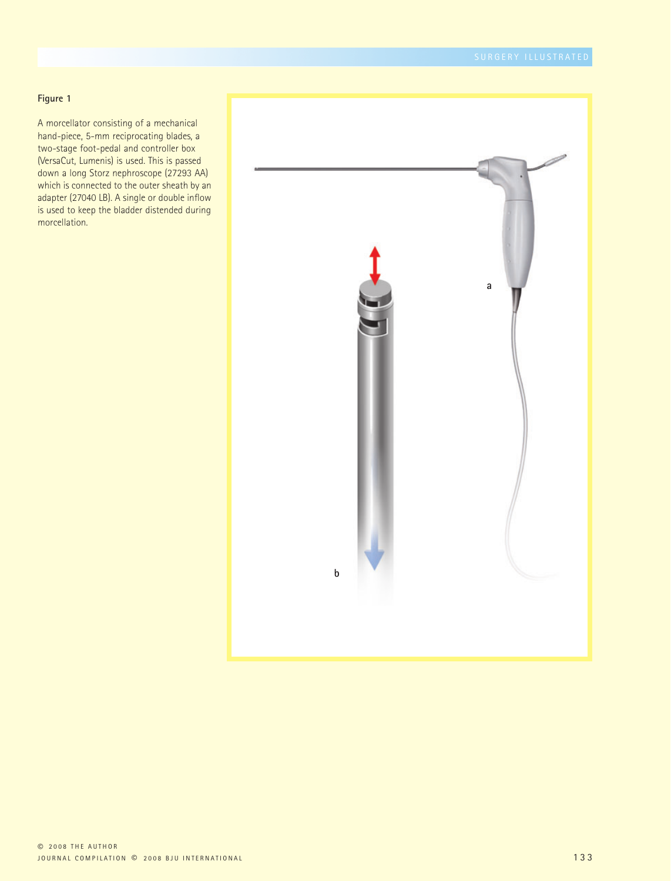**Figure 1**

A morcellator consisting of a mechanical hand-piece, 5-mm reciprocating blades, a two-stage foot-pedal and controller box (VersaCut, Lumenis) is used. This is passed down a long Storz nephroscope (27293 AA) which is connected to the outer sheath by an adapter (27040 LB). A single or double inflow is used to keep the bladder distended during morcellation.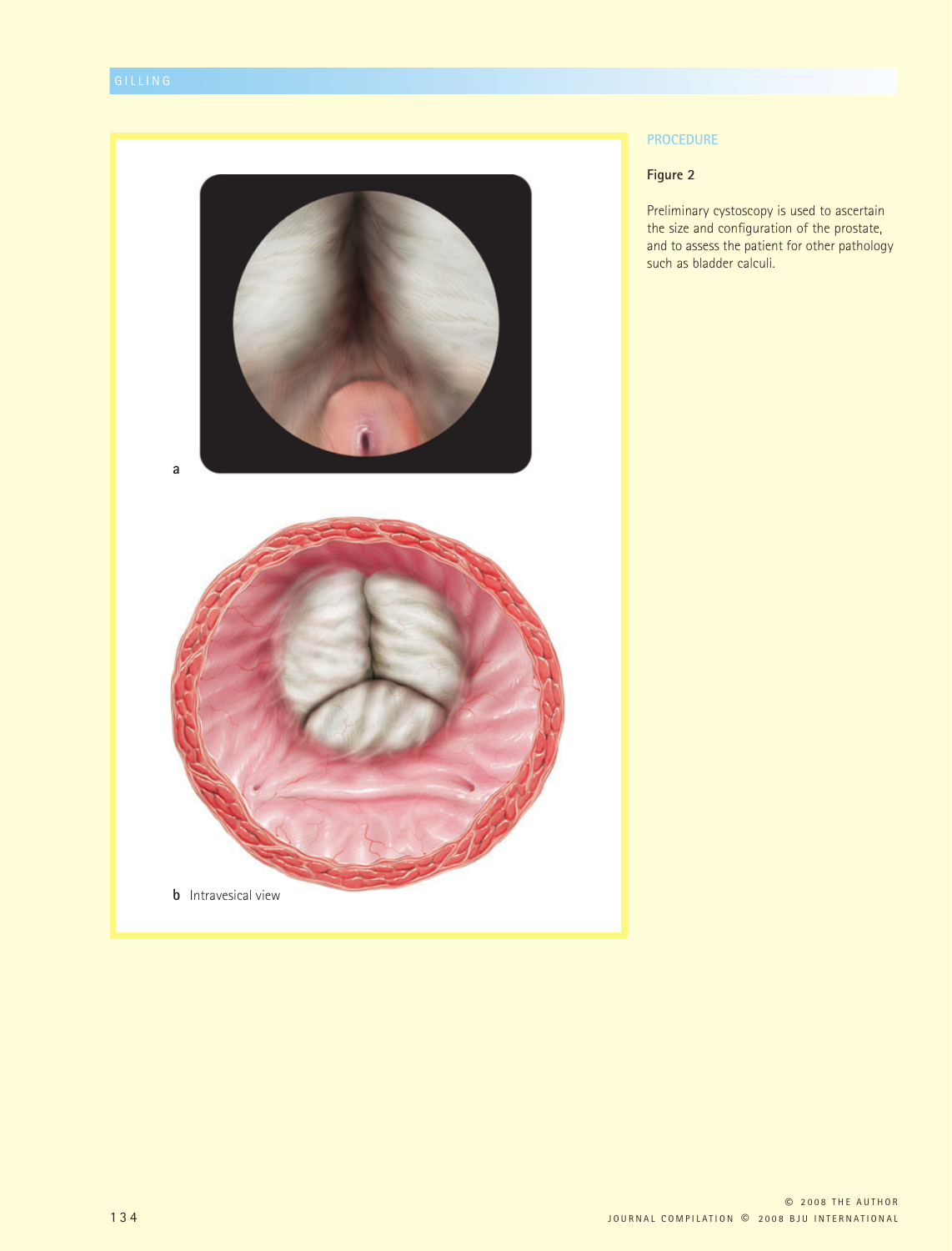a

b Intravesical view

## PROCEDURE

**Figure 2**

Preliminary cystoscopy is used to ascertain the size and configuration of the prostate, and to assess the patient for other pathology such as bladder calculi.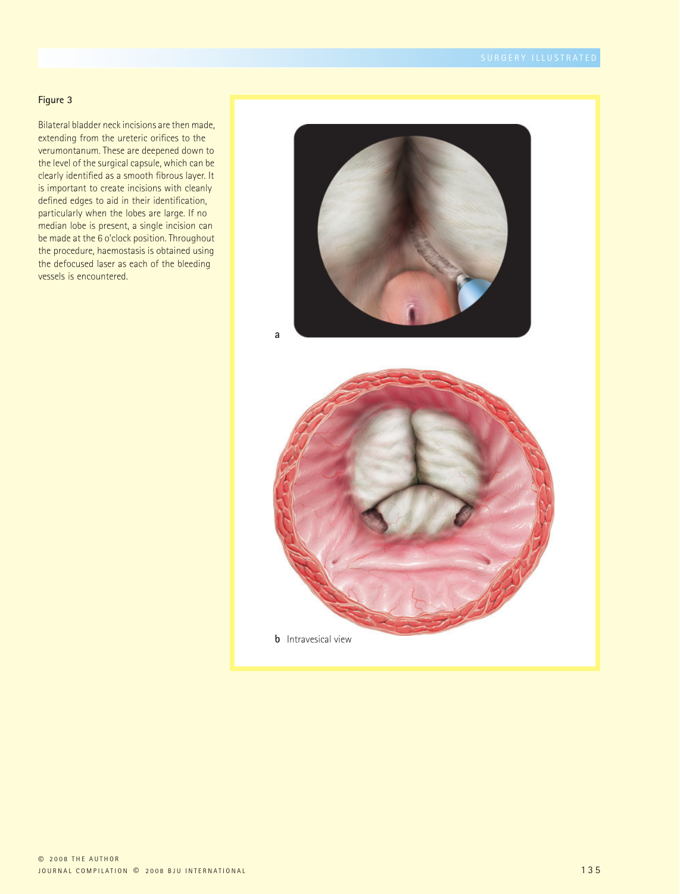**Figure 3**

Bilateral bladder neck incisions are then made, extending from the ureteric orifices to the verumontanum. These are deepened down to the level of the surgical capsule, which can be clearly identified as a smooth fibrous layer. It is important to create incisions with cleanly defined edges to aid in their identification, particularly when the lobes are large. If no median lobe is present, a single incision can be made at the 6 o'clock position. Throughout the procedure, haemostasis is obtained using the defocused laser as each of the bleeding vessels is encountered.

a

b Intravesical view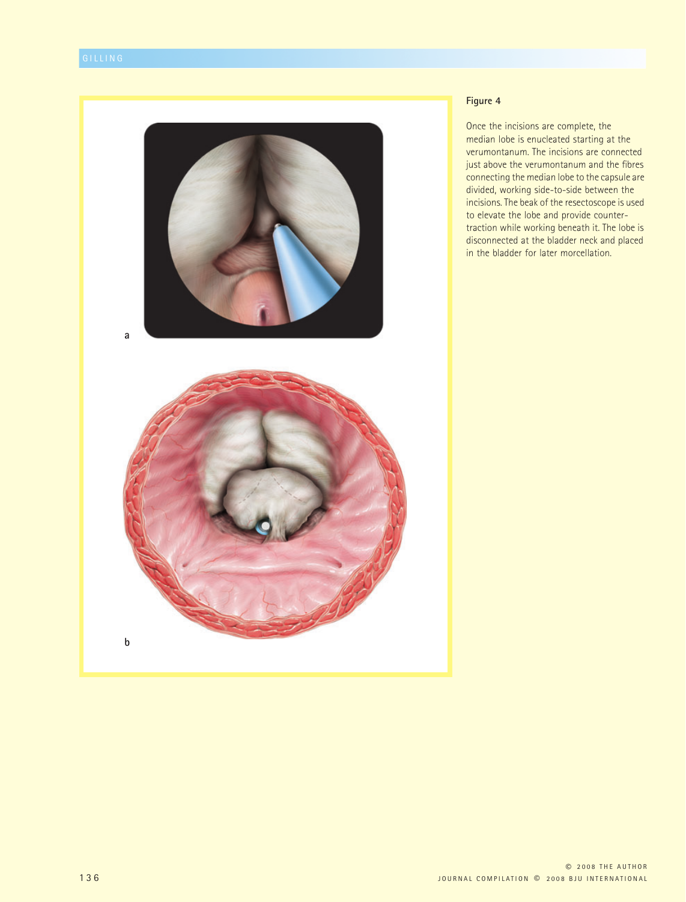a

b

**Figure 4**

Once the incisions are complete, the median lobe is enucleated starting at the verumontanum. The incisions are connected just above the verumontanum and the fibres connecting the median lobe to the capsule are divided, working side-to-side between the incisions. The beak of the resectoscope is used to elevate the lobe and provide counter-traction while working beneath it. The lobe is disconnected at the bladder neck and placed in the bladder for later morcellation.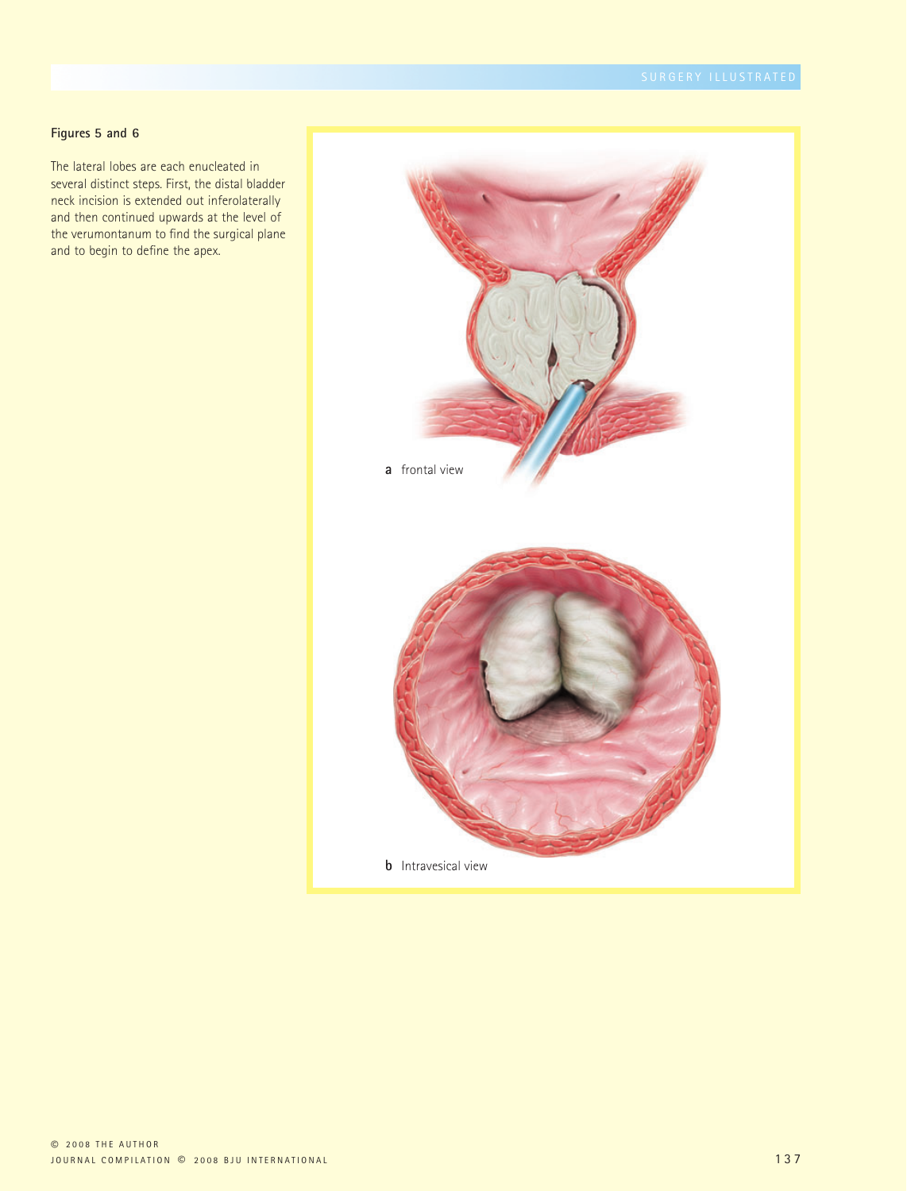**Figures 5 and 6**

The lateral lobes are each enucleated in several distinct steps. First, the distal bladder neck incision is extended out inferolaterally and then continued upwards at the level of the verumontanum to find the surgical plane and to begin to define the apex.

**a** frontal view

**b** Intravesical view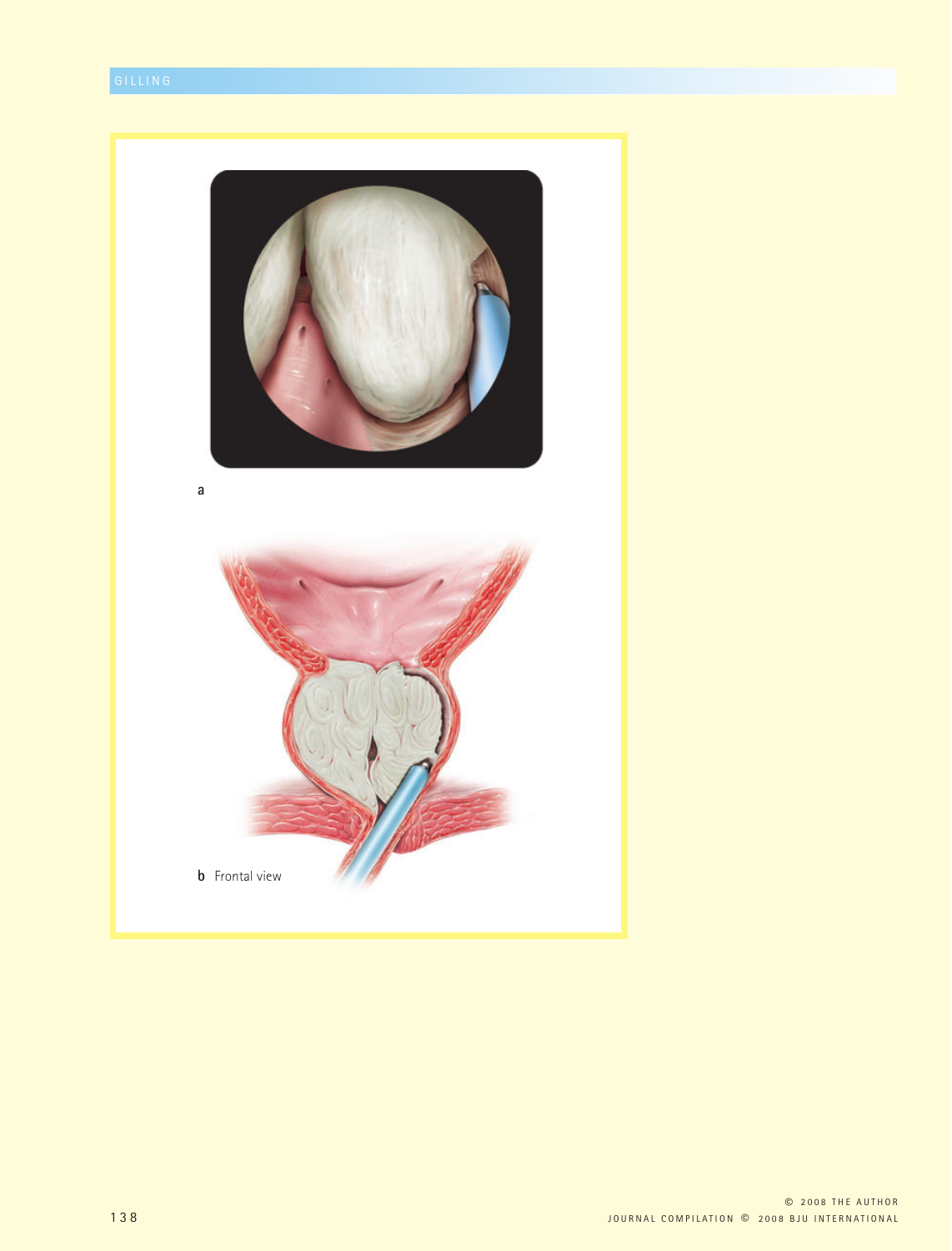a

b Frontal view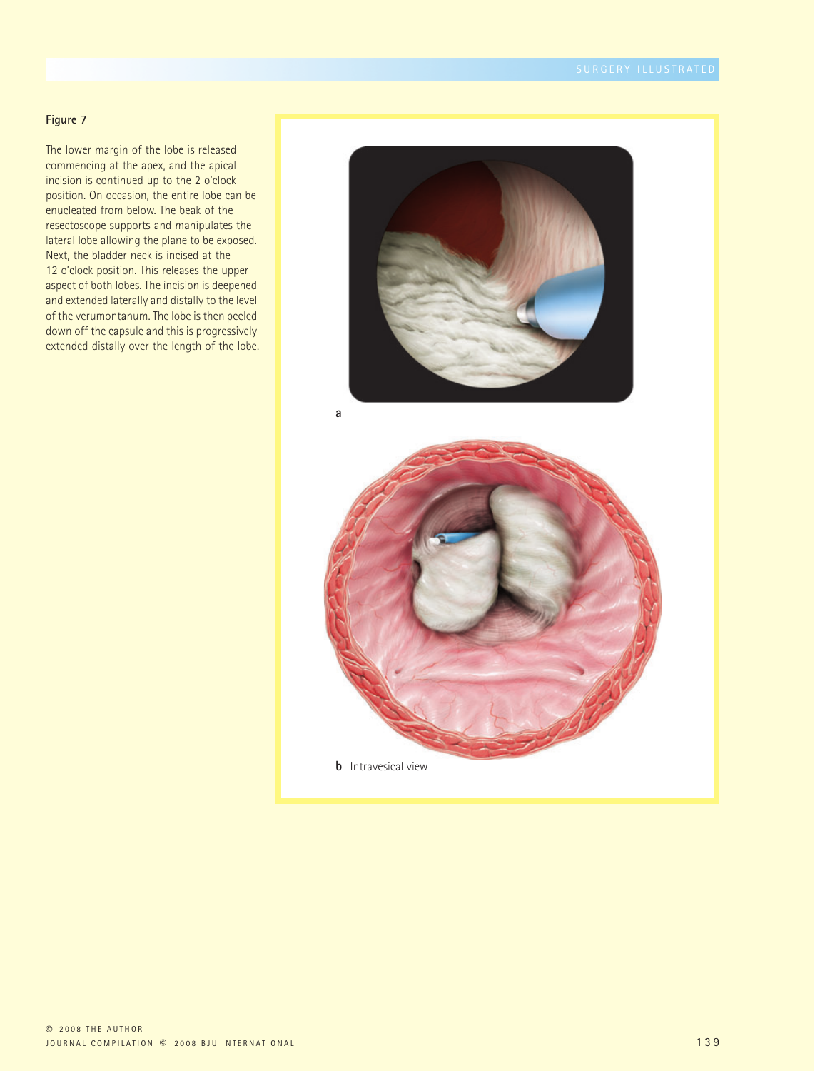**Figure 7**

The lower margin of the lobe is released commencing at the apex, and the apical incision is continued up to the 2 o'clock position. On occasion, the entire lobe can be enucleated from below. The beak of the resectoscope supports and manipulates the lateral lobe allowing the plane to be exposed. Next, the bladder neck is incised at the 12 o'clock position. This releases the upper aspect of both lobes. The incision is deepened and extended laterally and distally to the level of the verumontanum. The lobe is then peeled down off the capsule and this is progressively extended distally over the length of the lobe.

a

b Intravesical view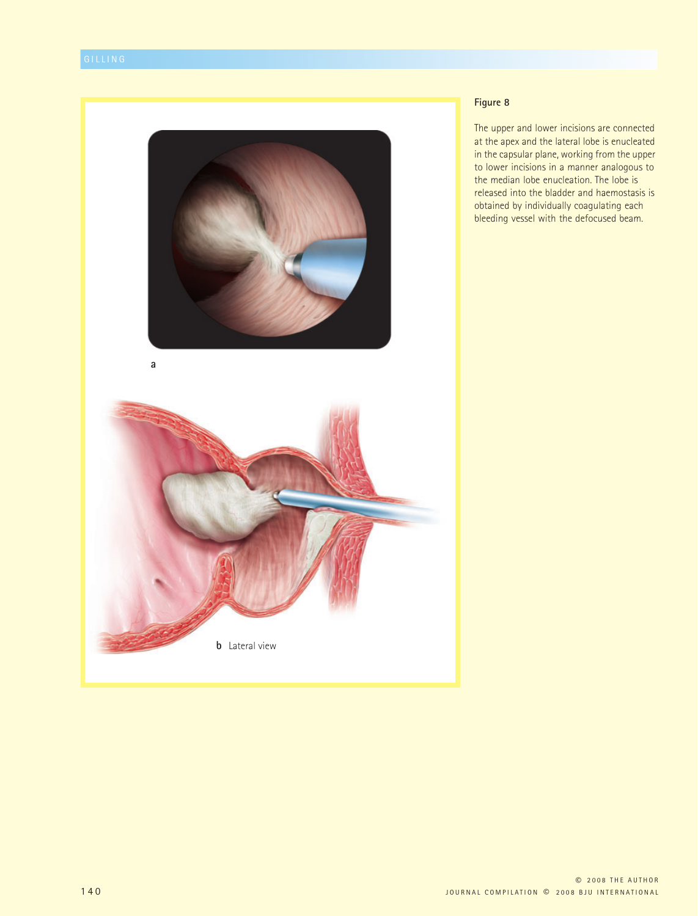a

b Lateral view

**Figure 8**

The upper and lower incisions are connected at the apex and the lateral lobe is enucleated in the capsular plane, working from the upper to lower incisions in a manner analogous to the median lobe enucleation. The lobe is released into the bladder and haemostasis is obtained by individually coagulating each bleeding vessel with the defocused beam.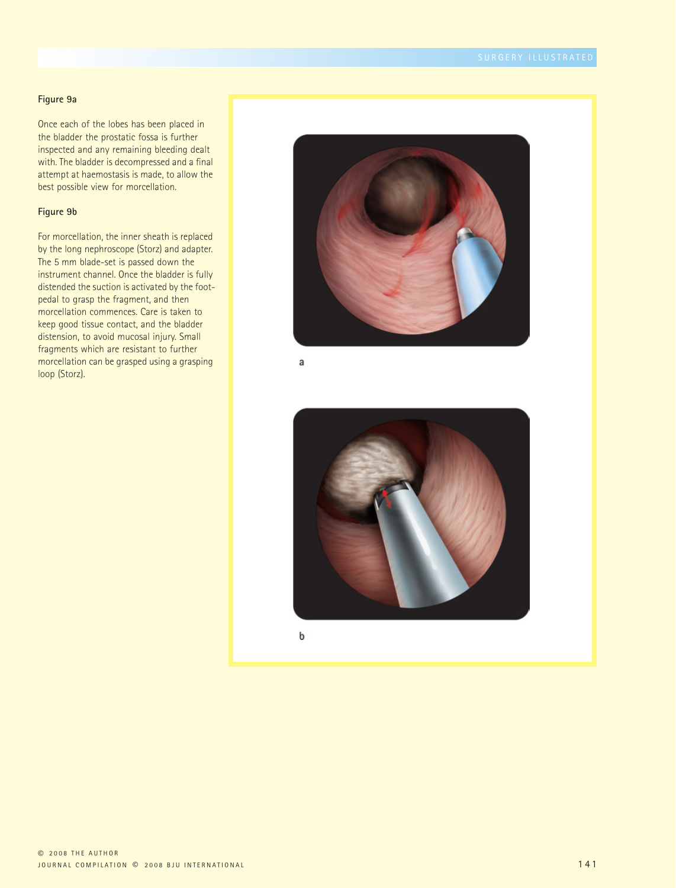### Figure 9a

Once each of the lobes has been placed in the bladder the prostatic fossa is further inspected and any remaining bleeding dealt with. The bladder is decompressed and a final attempt at haemostasis is made, to allow the best possible view for morcellation.

### Figure 9b

For morcellation, the inner sheath is replaced by the long nephroscope (Storz) and adapter. The 5 mm blade-set is passed down the instrument channel. Once the bladder is fully distended the suction is activated by the foot-pedal to grasp the fragment, and then morcellation commences. Care is taken to keep good tissue contact, and the bladder distension, to avoid mucosal injury. Small fragments which are resistant to further morcellation can be grasped using a grasping loop (Storz).

a

b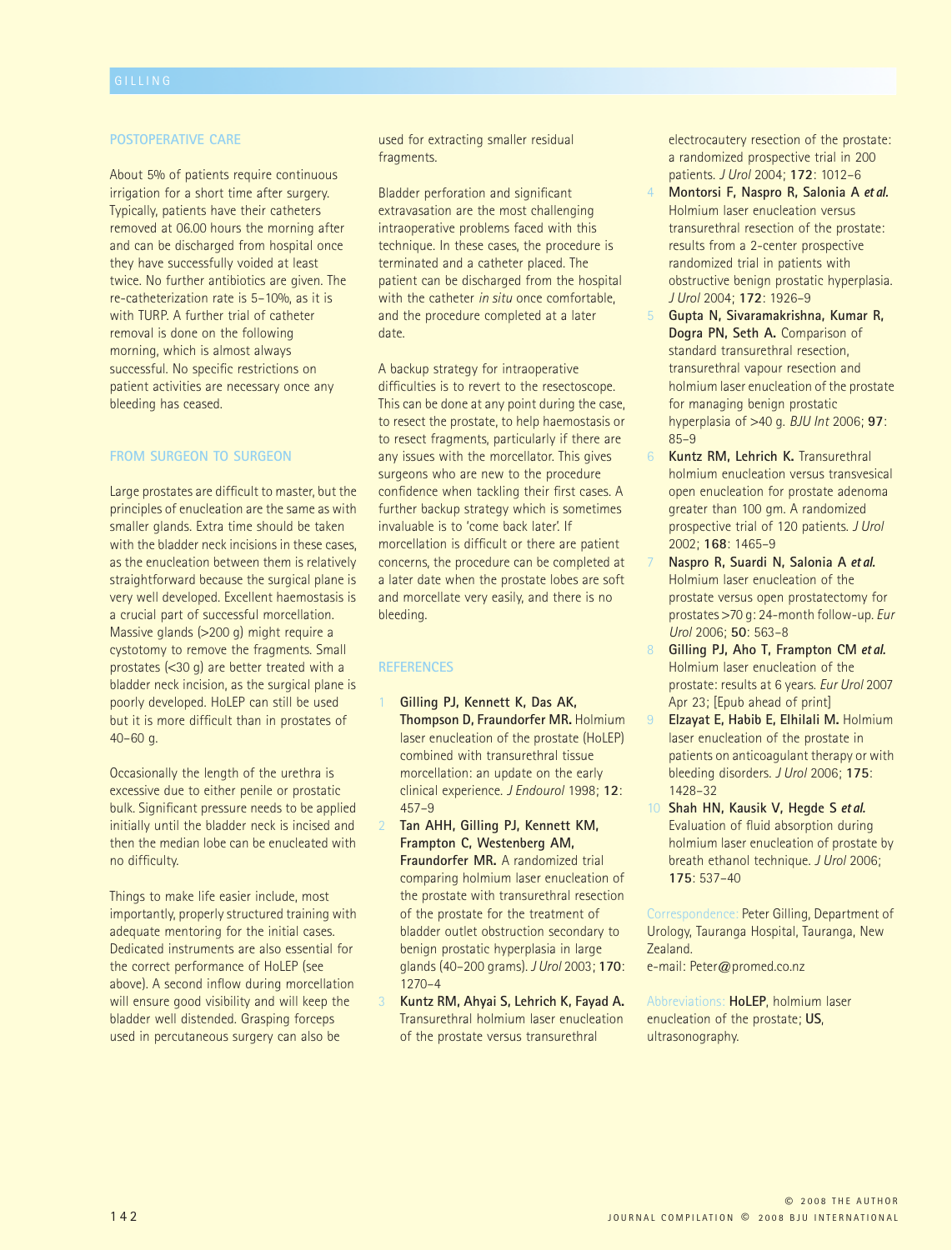## POSTOPERATIVE CARE

About 5% of patients require continuous irrigation for a short time after surgery. Typically, patients have their catheters removed at 06.00 hours the morning after and can be discharged from hospital once they have successfully voided at least twice. No further antibiotics are given. The re-catheterization rate is 5–10%, as it is with TURP. A further trial of catheter removal is done on the following morning, which is almost always successful. No specific restrictions on patient activities are necessary once any bleeding has ceased.

## FROM SURGEON TO SURGEON

Large prostates are difficult to master, but the principles of enucleation are the same as with smaller glands. Extra time should be taken with the bladder neck incisions in these cases, as the enucleation between them is relatively straightforward because the surgical plane is very well developed. Excellent haemostasis is a crucial part of successful morcellation. Massive glands (>200 g) might require a cystotomy to remove the fragments. Small prostates (<30 g) are better treated with a bladder neck incision, as the surgical plane is poorly developed. HoLEP can still be used but it is more difficult than in prostates of 40–60 g.

Occasionally the length of the urethra is excessive due to either penile or prostatic bulk. Significant pressure needs to be applied initially until the bladder neck is incised and then the median lobe can be enucleated with no difficulty.

Things to make life easier include, most importantly, properly structured training with adequate mentoring for the initial cases. Dedicated instruments are also essential for the correct performance of HoLEP (see above). A second inflow during morcellation will ensure good visibility and will keep the bladder well distended. Grasping forceps used in percutaneous surgery can also be used for extracting smaller residual fragments.

Bladder perforation and significant extravasation are the most challenging intraoperative problems faced with this technique. In these cases, the procedure is terminated and a catheter placed. The patient can be discharged from the hospital with the catheter *in situ* once comfortable, and the procedure completed at a later date.

A backup strategy for intraoperative difficulties is to revert to the resectoscope. This can be done at any point during the case, to resect the prostate, to help haemostasis or to resect fragments, particularly if there are any issues with the morcellator. This gives surgeons who are new to the procedure confidence when tackling their first cases. A further backup strategy which is sometimes invaluable is to 'come back later'. If morcellation is difficult or there are patient concerns, the procedure can be completed at a later date when the prostate lobes are soft and morcellate very easily, and there is no bleeding.

## REFERENCES

1. **Gilling PJ, Kennett K, Das AK, Thompson D, Fraundorfer MR.** Holmium laser enucleation of the prostate (HoLEP) combined with transurethral tissue morcellation: an update on the early clinical experience. *J Endourol* 1998; **12**: 457–9
2. **Tan AHH, Gilling PJ, Kennett KM, Frampton C, Westenberg AM, Fraundorfer MR.** A randomized trial comparing holmium laser enucleation of the prostate with transurethral resection of the prostate for the treatment of bladder outlet obstruction secondary to benign prostatic hyperplasia in large glands (40–200 grams). *J Urol* 2003; **170**: 1270–4
3. **Kuntz RM, Ahyai S, Lehrich K, Fayad A.** Transurethral holmium laser enucleation of the prostate versus transurethral electrocautery resection of the prostate: a randomized prospective trial in 200 patients. *J Urol* 2004; **172**: 1012–6
4. **Montorsi F, Naspro R, Salonia A *et al.*** Holmium laser enucleation versus transurethral resection of the prostate: results from a 2-center prospective randomized trial in patients with obstructive benign prostatic hyperplasia. *J Urol* 2004; **172**: 1926–9
5. **Gupta N, Sivaramakrishna, Kumar R, Dogra PN, Seth A.** Comparison of standard transurethral resection, transurethral vapour resection and holmium laser enucleation of the prostate for managing benign prostatic hyperplasia of >40 g. *BJU Int* 2006; **97**: 85–9
6. **Kuntz RM, Lehrich K.** Transurethral holmium enucleation versus transvesical open enucleation for prostate adenoma greater than 100 gm. A randomized prospective trial of 120 patients. *J Urol* 2002; **168**: 1465–9
7. **Naspro R, Suardi N, Salonia A *et al.*** Holmium laser enucleation of the prostate versus open prostatectomy for prostates >70 g: 24-month follow-up. *Eur Urol* 2006; **50**: 563–8
8. **Gilling PJ, Aho T, Frampton CM *et al.*** Holmium laser enucleation of the prostate: results at 6 years. *Eur Urol* 2007 Apr 23; [Epub ahead of print]
9. **Elzayat E, Habib E, Elhilali M.** Holmium laser enucleation of the prostate in patients on anticoagulant therapy or with bleeding disorders. *J Urol* 2006; **175**: 1428–32
10. **Shah HN, Kausik V, Hegde S *et al.*** Evaluation of fluid absorption during holmium laser enucleation of prostate by breath ethanol technique. *J Urol* 2006; **175**: 537–40

Correspondence: Peter Gilling, Department of Urology, Tauranga Hospital, Tauranga, New Zealand.
e-mail: Peter@promed.co.nz

Abbreviations: **HoLEP**, holmium laser enucleation of the prostate; **US**, ultrasonography.